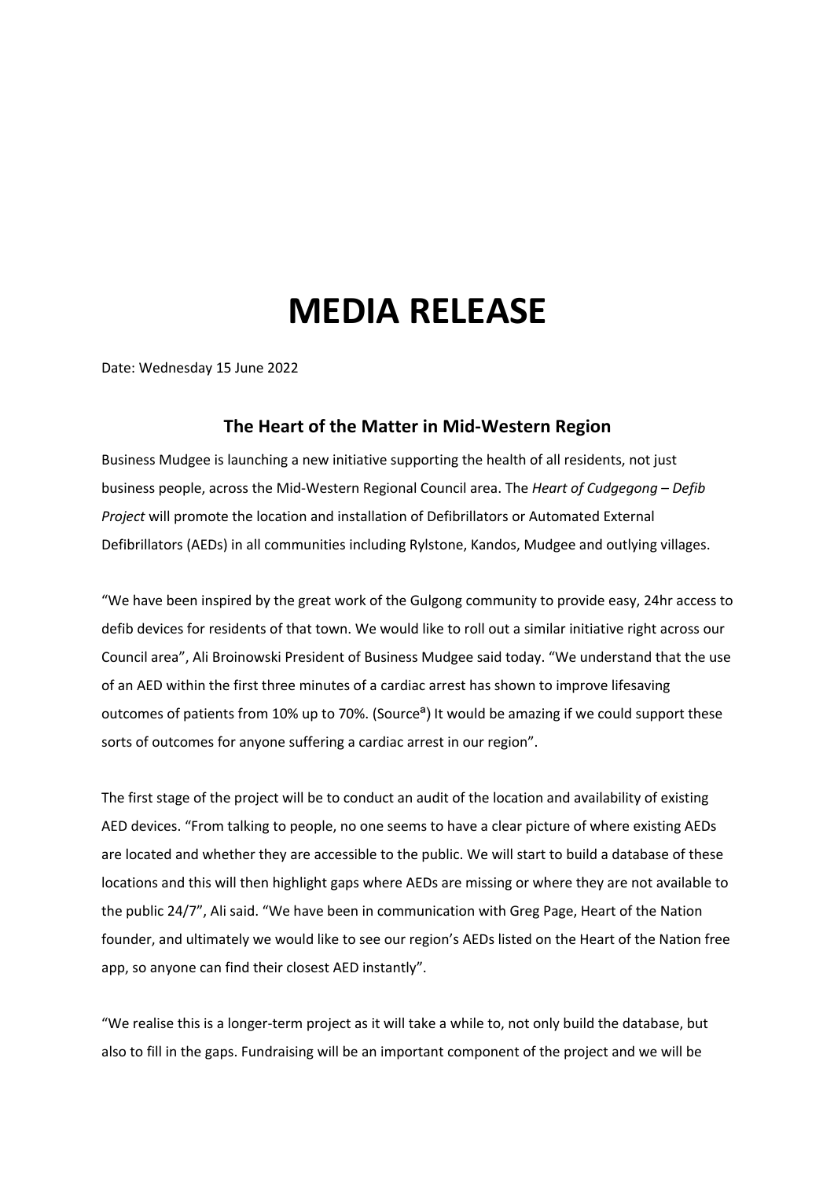# MEDIA RELEASE

Date: Wednesday 15 June 2022

## The Heart of the Matter in Mid-Western Region

Business Mudgee is launching a new initiative supporting the health of all residents, not just business people, across the Mid-Western Regional Council area. The *Heart of Cudgegong – Defib Project* will promote the location and installation of Defibrillators or Automated External Defibrillators (AEDs) in all communities including Rylstone, Kandos, Mudgee and outlying villages.

"We have been inspired by the great work of the Gulgong community to provide easy, 24hr access to defib devices for residents of that town. We would like to roll out a similar initiative right across our Council area", Ali Broinowski President of Business Mudgee said today. "We understand that the use of an AED within the first three minutes of a cardiac arrest has shown to improve lifesaving outcomes of patients from 10% up to 70%. (Source[a]) It would be amazing if we could support these sorts of outcomes for anyone suffering a cardiac arrest in our region".

The first stage of the project will be to conduct an audit of the location and availability of existing AED devices. "From talking to people, no one seems to have a clear picture of where existing AEDs are located and whether they are accessible to the public. We will start to build a database of these locations and this will then highlight gaps where AEDs are missing or where they are not available to the public 24/7", Ali said. "We have been in communication with Greg Page, Heart of the Nation founder, and ultimately we would like to see our region's AEDs listed on the Heart of the Nation free app, so anyone can find their closest AED instantly".

"We realise this is a longer-term project as it will take a while to, not only build the database, but also to fill in the gaps. Fundraising will be an important component of the project and we will be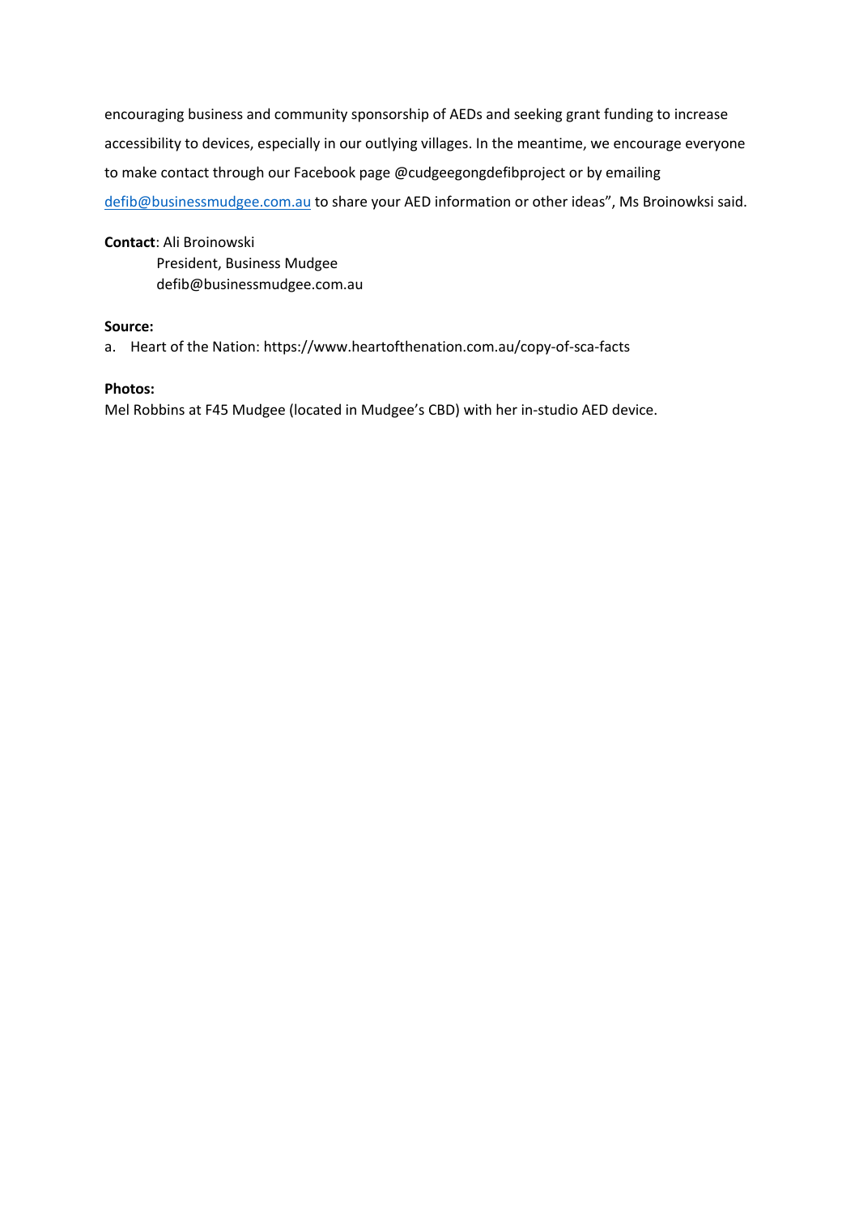encouraging business and community sponsorship of AEDs and seeking grant funding to increase accessibility to devices, especially in our outlying villages. In the meantime, we encourage everyone to make contact through our Facebook page @cudgeegongdefibproject or by emailing defib@businessmudgee.com.au to share your AED information or other ideas", Ms Broinowksi said.

**Contact**: Ali Broinowski
President, Business Mudgee
defib@businessmudgee.com.au

**Source:**

a. Heart of the Nation: https://www.heartofthenation.com.au/copy-of-sca-facts

**Photos:**

Mel Robbins at F45 Mudgee (located in Mudgee's CBD) with her in-studio AED device.